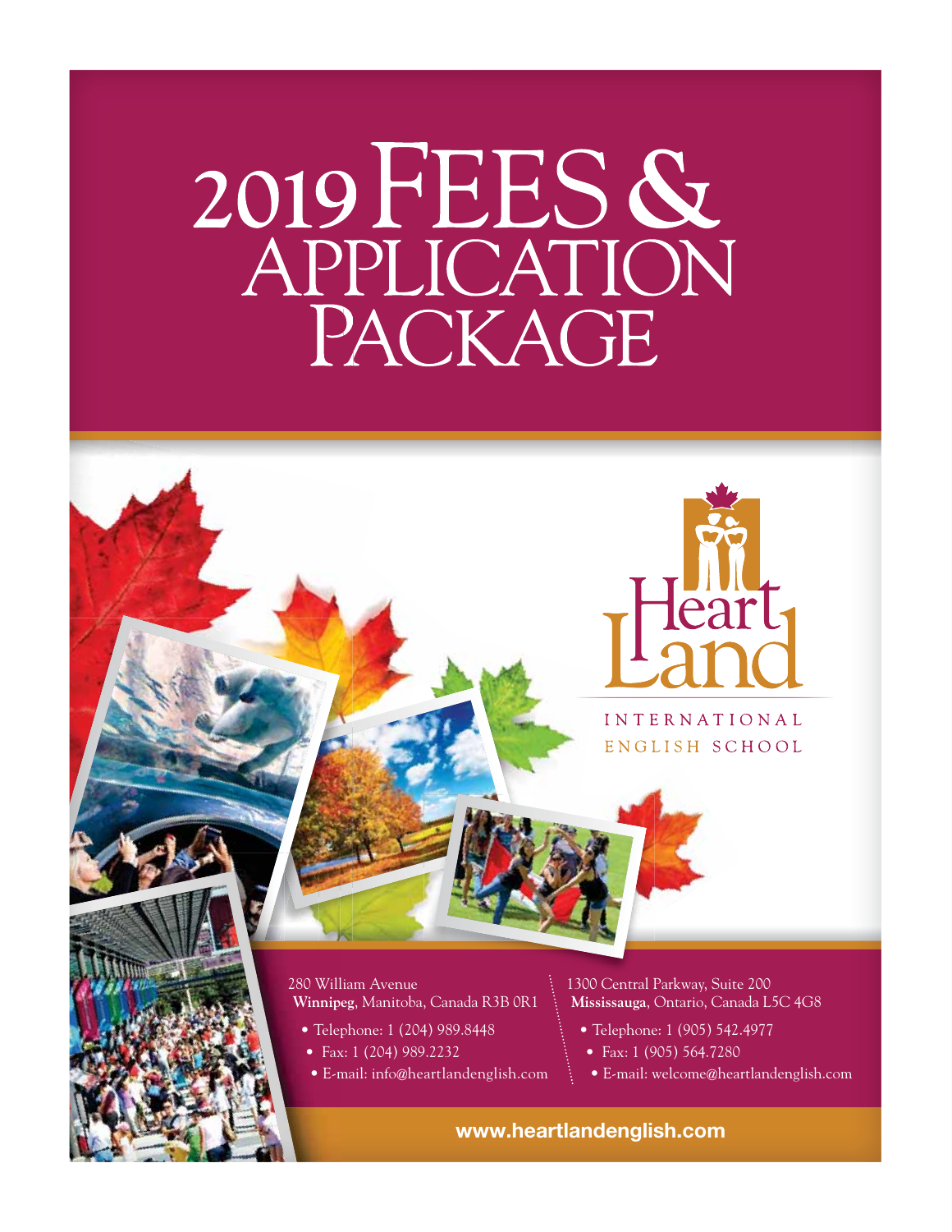# 2019 FEES & APPLICATION PACKAGE

HeartLand

INTERNATIONAL ENGLISH SCHOOL

280 William Avenue
**Winnipeg**, Manitoba, Canada R3B 0R1

- Telephone: 1 (204) 989.8448
- Fax: 1 (204) 989.2232
- E-mail: info@heartlandenglish.com

1300 Central Parkway, Suite 200
**Mississauga**, Ontario, Canada L5C 4G8

- Telephone: 1 (905) 542.4977
- Fax: 1 (905) 564.7280
- E-mail: welcome@heartlandenglish.com

**www.heartlandenglish.com**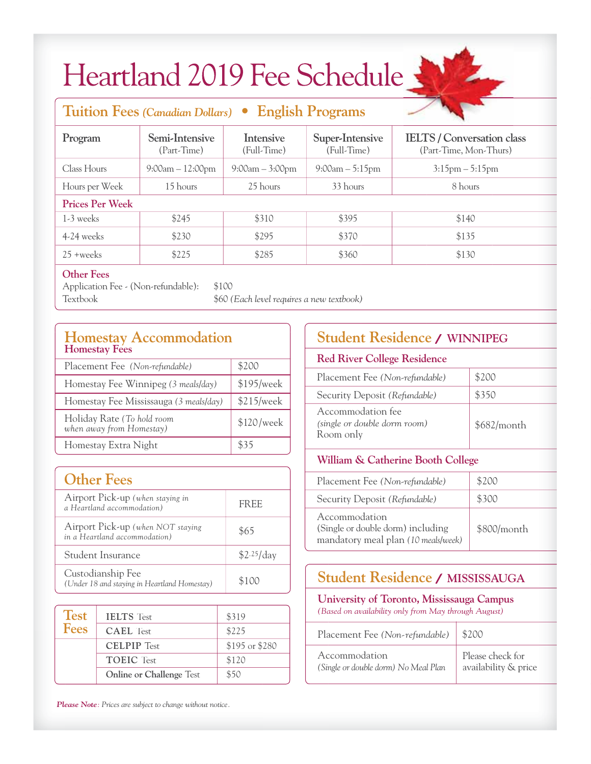# Heartland 2019 Fee Schedule

## Tuition Fees *(Canadian Dollars)* • English Programs

| Program | Semi-Intensive (Part-Time) | Intensive (Full-Time) | Super-Intensive (Full-Time) | IELTS / Conversation class (Part-Time, Mon-Thurs) |
|---|---|---|---|---|
| Class Hours | 9:00am – 12:00pm | 9:00am – 3:00pm | 9:00am – 5:15pm | 3:15pm – 5:15pm |
| Hours per Week | 15 hours | 25 hours | 33 hours | 8 hours |
| **Prices Per Week** | | | | |
| 1-3 weeks | $245 | $310 | $395 | $140 |
| 4-24 weeks | $230 | $295 | $370 | $135 |
| 25 +weeks | $225 | $285 | $360 | $130 |

**Other Fees**

Application Fee - (Non-refundable): $100

Textbook $60 *(Each level requires a new textbook)*

## Homestay Accommodation

### Homestay Fees

| Item | Fee |
|---|---|
| Placement Fee *(Non-refundable)* | $200 |
| Homestay Fee Winnipeg *(3 meals/day)* | $195/week |
| Homestay Fee Mississauga *(3 meals/day)* | $215/week |
| Holiday Rate *(To hold room when away from Homestay)* | $120/week |
| Homestay Extra Night | $35 |

## Other Fees

| Item | Fee |
|---|---|
| Airport Pick-up *(when staying in a Heartland accommodation)* | FREE |
| Airport Pick-up *(when NOT staying in a Heartland accommodation)* | $65 |
| Student Insurance | $2.25/day |
| Custodianship Fee *(Under 18 and staying in Heartland Homestay)* | $100 |

## Test Fees

| Test | Fee |
|---|---|
| **IELTS** Test | $319 |
| **CAEL** Test | $225 |
| **CELPIP** Test | $195 or $280 |
| **TOEIC** Test | $120 |
| **Online or Challenge** Test | $50 |

## Student Residence / WINNIPEG

### Red River College Residence

| Item | Fee |
|---|---|
| Placement Fee *(Non-refundable)* | $200 |
| Security Deposit *(Refundable)* | $350 |
| Accommodation fee *(single or double dorm room)* Room only | $682/month |

### William & Catherine Booth College

| Item | Fee |
|---|---|
| Placement Fee *(Non-refundable)* | $200 |
| Security Deposit *(Refundable)* | $300 |
| Accommodation (Single or double dorm) including mandatory meal plan *(10 meals/week)* | $800/month |

## Student Residence / MISSISSAUGA

### University of Toronto, Mississauga Campus

*(Based on availability only from May through August)*

| Item | Fee |
|---|---|
| Placement Fee *(Non-refundable)* | $200 |
| Accommodation *(Single or double dorm) No Meal Plan* | Please check for availability & price |

***Please Note***: *Prices are subject to change without notice.*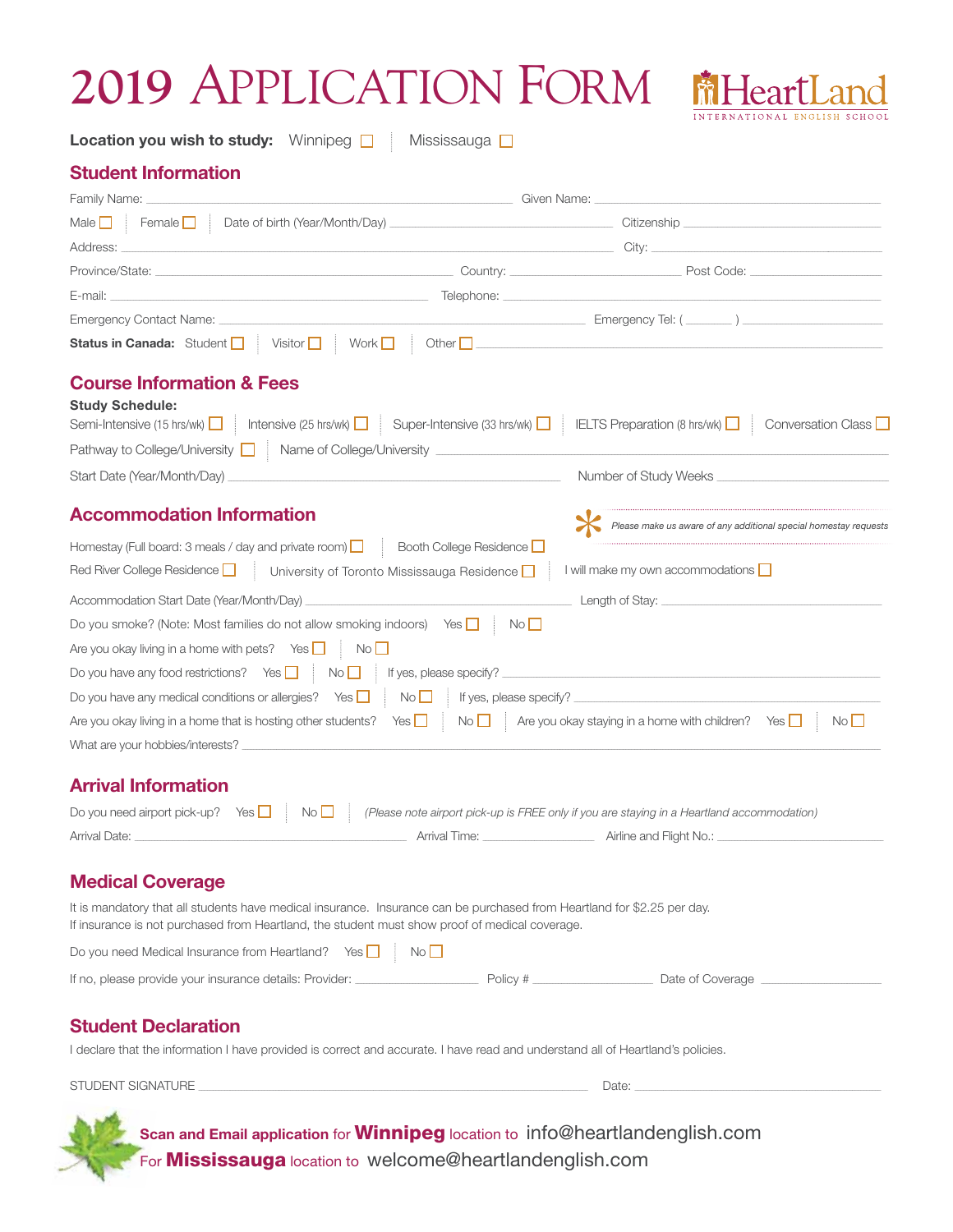# 2019 Application Form

HeartLand INTERNATIONAL ENGLISH SCHOOL

**Location you wish to study:** Winnipeg ☐ | Mississauga ☐

## Student Information

Family Name: ______________________ Given Name: ______________________

Male ☐ | Female ☐ | Date of birth (Year/Month/Day) ______________________ Citizenship ______________________

Address: ______________________ City: ______________________

Province/State: ______________________ Country: ______________________ Post Code: ______________________

E-mail: ______________________ Telephone: ______________________

Emergency Contact Name: ______________________ Emergency Tel: ( _______ ) ______________________

**Status in Canada:** Student ☐ | Visitor ☐ | Work ☐ | Other ☐ ______________________

## Course Information & Fees

**Study Schedule:**

Semi-Intensive (15 hrs/wk) ☐ | Intensive (25 hrs/wk) ☐ | Super-Intensive (33 hrs/wk) ☐ | IELTS Preparation (8 hrs/wk) ☐ | Conversation Class ☐

Pathway to College/University ☐ | Name of College/University ______________________

Start Date (Year/Month/Day) ______________________ Number of Study Weeks ______________________

## Accommodation Information

*Please make us aware of any additional special homestay requests*

Homestay (Full board: 3 meals / day and private room) ☐ | Booth College Residence ☐

Red River College Residence ☐ | University of Toronto Mississauga Residence ☐ | I will make my own accommodations ☐

Accommodation Start Date (Year/Month/Day) ______________________ Length of Stay: ______________________

Do you smoke? (Note: Most families do not allow smoking indoors) Yes ☐ | No ☐

Are you okay living in a home with pets? Yes ☐ | No ☐

Do you have any food restrictions? Yes ☐ | No ☐ | If yes, please specify? ______________________

Do you have any medical conditions or allergies? Yes ☐ | No ☐ | If yes, please specify? ______________________

Are you okay living in a home that is hosting other students? Yes ☐ | No ☐ | Are you okay staying in a home with children? Yes ☐ | No ☐

What are your hobbies/interests? ______________________

## Arrival Information

Do you need airport pick-up? Yes ☐ | No ☐ | *(Please note airport pick-up is FREE only if you are staying in a Heartland accommodation)*

Arrival Date: ______________________ Arrival Time: ______________________ Airline and Flight No.: ______________________

## Medical Coverage

It is mandatory that all students have medical insurance. Insurance can be purchased from Heartland for $2.25 per day.
If insurance is not purchased from Heartland, the student must show proof of medical coverage.

Do you need Medical Insurance from Heartland? Yes ☐ | No ☐

If no, please provide your insurance details: Provider: ______________________ Policy # ______________________ Date of Coverage ______________________

## Student Declaration

I declare that the information I have provided is correct and accurate. I have read and understand all of Heartland's policies.

STUDENT SIGNATURE ______________________ Date: ______________________

**Scan and Email application for Winnipeg location to** info@heartlandenglish.com
**For Mississauga location to** welcome@heartlandenglish.com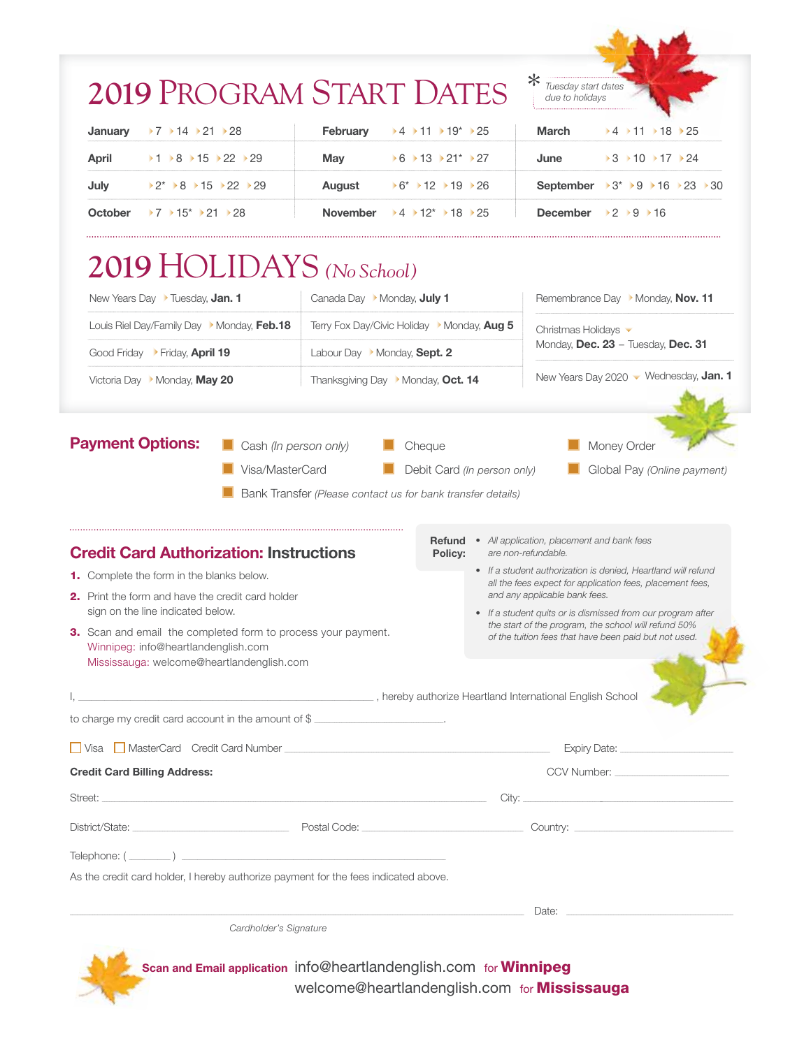# 2019 Program Start Dates

\* *Tuesday start dates due to holidays*

| | | | | | |
|---|---|---|---|---|---|
| **January** | 7 · 14 · 21 · 28 | **February** | 4 · 11 · 19* · 25 | **March** | 4 · 11 · 18 · 25 |
| **April** | 1 · 8 · 15 · 22 · 29 | **May** | 6 · 13 · 21* · 27 | **June** | 3 · 10 · 17 · 24 |
| **July** | 2* · 8 · 15 · 22 · 29 | **August** | 6* · 12 · 19 · 26 | **September** | 3* · 9 · 16 · 23 · 30 |
| **October** | 7 · 15* · 21 · 28 | **November** | 4 · 12* · 18 · 25 | **December** | 2 · 9 · 16 |

# 2019 Holidays *(No School)*

| | | |
|---|---|---|
| New Years Day – Tuesday, **Jan. 1** | Canada Day – Monday, **July 1** | Remembrance Day – Monday, **Nov. 11** |
| Louis Riel Day/Family Day – Monday, **Feb.18** | Terry Fox Day/Civic Holiday – Monday, **Aug 5** | Christmas Holidays – Monday, **Dec. 23** – Tuesday, **Dec. 31** |
| Good Friday – Friday, **April 19** | Labour Day – Monday, **Sept. 2** | New Years Day 2020 – Wednesday, **Jan. 1** |
| Victoria Day – Monday, **May 20** | Thanksgiving Day – Monday, **Oct. 14** | |

## Payment Options:

- Cash *(In person only)*
- Cheque
- Money Order
- Visa/MasterCard
- Debit Card *(In person only)*
- Global Pay *(Online payment)*
- Bank Transfer *(Please contact us for bank transfer details)*

## Credit Card Authorization: Instructions

1. Complete the form in the blanks below.
2. Print the form and have the credit card holder sign on the line indicated below.
3. Scan and email the completed form to process your payment.
   Winnipeg: info@heartlandenglish.com
   Mississauga: welcome@heartlandenglish.com

**Refund Policy:**

- *All application, placement and bank fees are non-refundable.*
- *If a student authorization is denied, Heartland will refund all the fees expect for application fees, placement fees, and any applicable bank fees.*
- *If a student quits or is dismissed from our program after the start of the program, the school will refund 50% of the tuition fees that have been paid but not used.*

I, ________________________________________, hereby authorize Heartland International English School to charge my credit card account in the amount of $ ____________________.

☐ Visa ☐ MasterCard Credit Card Number ________________________________ Expiry Date: ______________

**Credit Card Billing Address:** CCV Number: ______________

Street: ________________________________________ City: ______________

District/State: ______________ Postal Code: ______________ Country: ______________

Telephone: ( _______ ) ________________________________

As the credit card holder, I hereby authorize payment for the fees indicated above.

________________________________________ Date: ______________

*Cardholder's Signature*

**Scan and Email application** info@heartlandenglish.com for **Winnipeg**
welcome@heartlandenglish.com for **Mississauga**